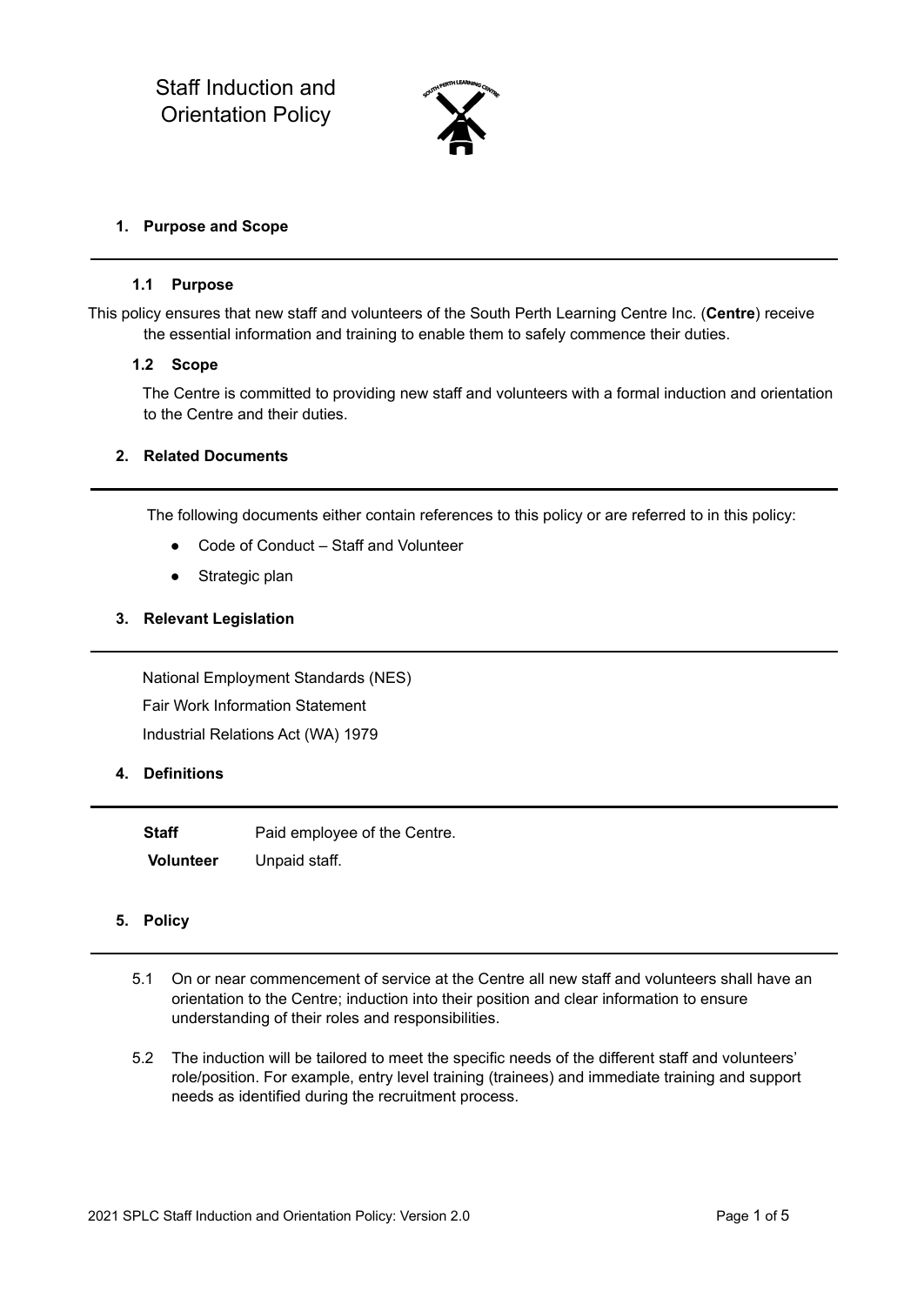# Staff Induction and Orientation Policy

## 1. Purpose and Scope

### 1.1 Purpose

This policy ensures that new staff and volunteers of the South Perth Learning Centre Inc. (**Centre**) receive the essential information and training to enable them to safely commence their duties.

### 1.2 Scope

The Centre is committed to providing new staff and volunteers with a formal induction and orientation to the Centre and their duties.

## 2. Related Documents

The following documents either contain references to this policy or are referred to in this policy:

- Code of Conduct – Staff and Volunteer
- Strategic plan

## 3. Relevant Legislation

National Employment Standards (NES)

Fair Work Information Statement

Industrial Relations Act (WA) 1979

## 4. Definitions

| | |
|---|---|
| **Staff** | Paid employee of the Centre. |
| **Volunteer** | Unpaid staff. |

## 5. Policy

5.1 On or near commencement of service at the Centre all new staff and volunteers shall have an orientation to the Centre; induction into their position and clear information to ensure understanding of their roles and responsibilities.

5.2 The induction will be tailored to meet the specific needs of the different staff and volunteers' role/position. For example, entry level training (trainees) and immediate training and support needs as identified during the recruitment process.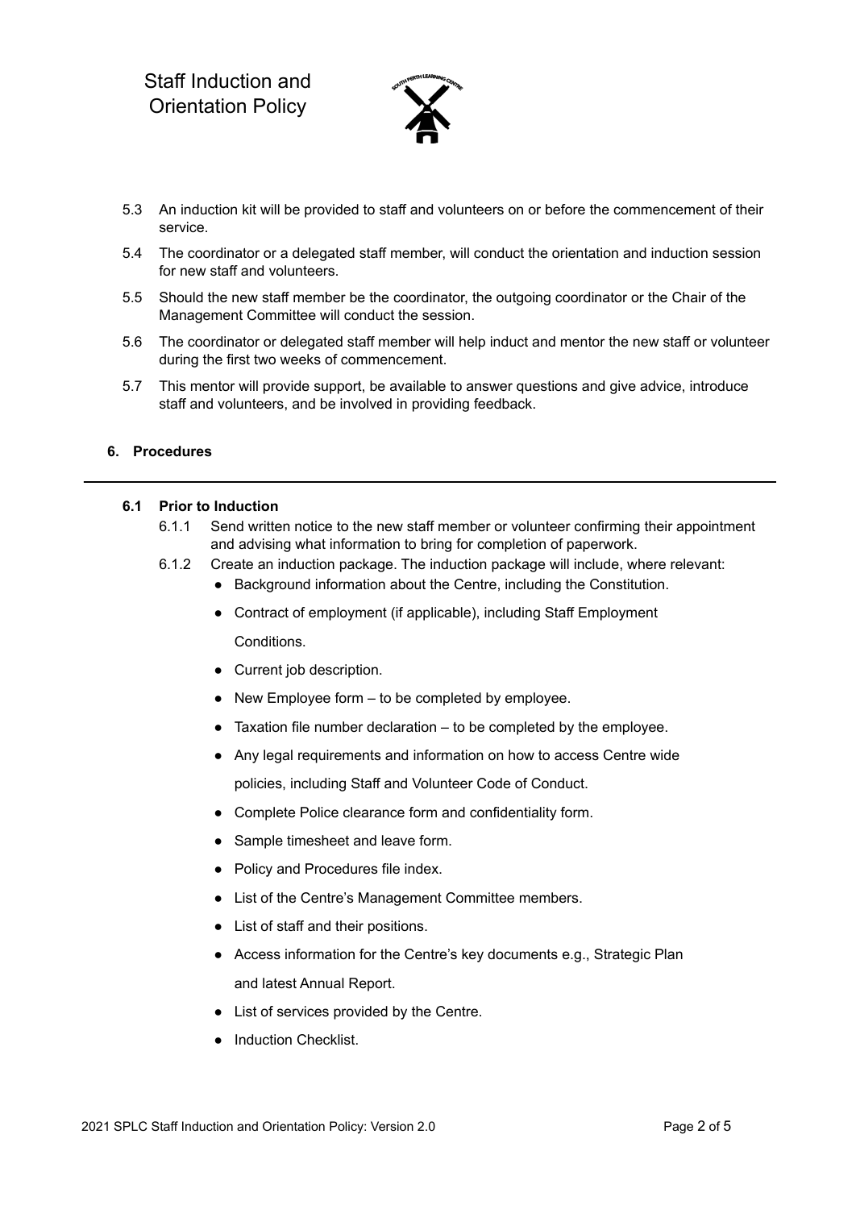5.3 An induction kit will be provided to staff and volunteers on or before the commencement of their service.

5.4 The coordinator or a delegated staff member, will conduct the orientation and induction session for new staff and volunteers.

5.5 Should the new staff member be the coordinator, the outgoing coordinator or the Chair of the Management Committee will conduct the session.

5.6 The coordinator or delegated staff member will help induct and mentor the new staff or volunteer during the first two weeks of commencement.

5.7 This mentor will provide support, be available to answer questions and give advice, introduce staff and volunteers, and be involved in providing feedback.

## 6. Procedures

### 6.1 Prior to Induction

6.1.1 Send written notice to the new staff member or volunteer confirming their appointment and advising what information to bring for completion of paperwork.

6.1.2 Create an induction package. The induction package will include, where relevant:

- Background information about the Centre, including the Constitution.
- Contract of employment (if applicable), including Staff Employment Conditions.
- Current job description.
- New Employee form – to be completed by employee.
- Taxation file number declaration – to be completed by the employee.
- Any legal requirements and information on how to access Centre wide policies, including Staff and Volunteer Code of Conduct.
- Complete Police clearance form and confidentiality form.
- Sample timesheet and leave form.
- Policy and Procedures file index.
- List of the Centre's Management Committee members.
- List of staff and their positions.
- Access information for the Centre's key documents e.g., Strategic Plan and latest Annual Report.
- List of services provided by the Centre.
- Induction Checklist.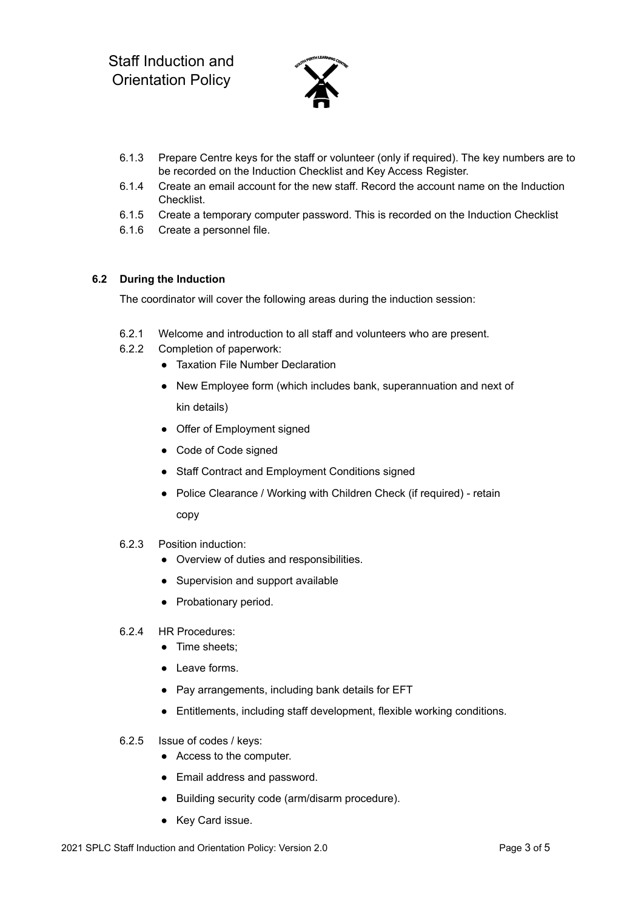6.1.3 Prepare Centre keys for the staff or volunteer (only if required). The key numbers are to be recorded on the Induction Checklist and Key Access Register.

6.1.4 Create an email account for the new staff. Record the account name on the Induction Checklist.

6.1.5 Create a temporary computer password. This is recorded on the Induction Checklist

6.1.6 Create a personnel file.

### 6.2 During the Induction

The coordinator will cover the following areas during the induction session:

6.2.1 Welcome and introduction to all staff and volunteers who are present.

6.2.2 Completion of paperwork:

- Taxation File Number Declaration
- New Employee form (which includes bank, superannuation and next of kin details)
- Offer of Employment signed
- Code of Code signed
- Staff Contract and Employment Conditions signed
- Police Clearance / Working with Children Check (if required) - retain copy

6.2.3 Position induction:

- Overview of duties and responsibilities.
- Supervision and support available
- Probationary period.

6.2.4 HR Procedures:

- Time sheets;
- Leave forms.
- Pay arrangements, including bank details for EFT
- Entitlements, including staff development, flexible working conditions.

6.2.5 Issue of codes / keys:

- Access to the computer.
- Email address and password.
- Building security code (arm/disarm procedure).
- Key Card issue.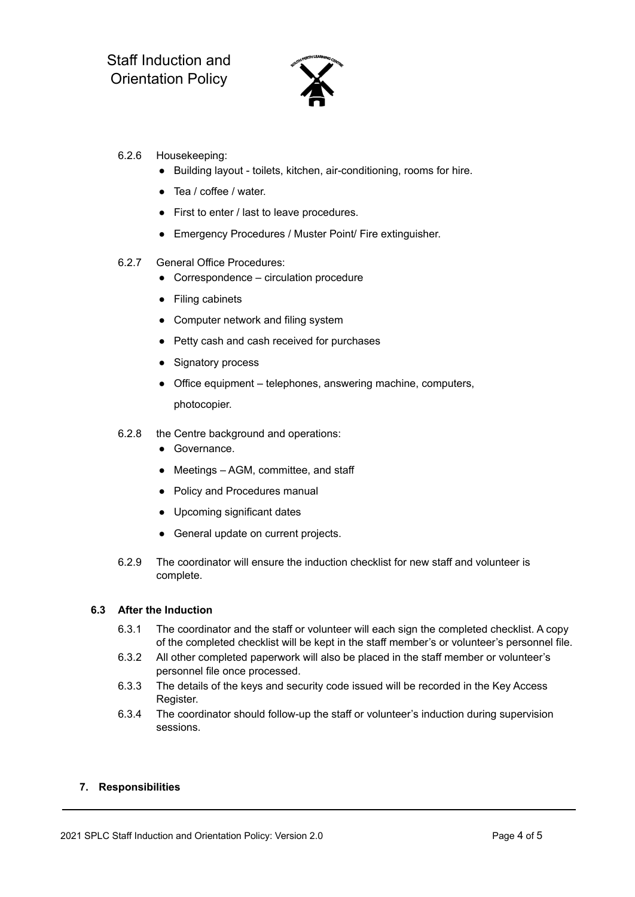6.2.6 Housekeeping:

- Building layout - toilets, kitchen, air-conditioning, rooms for hire.
- Tea / coffee / water.
- First to enter / last to leave procedures.
- Emergency Procedures / Muster Point/ Fire extinguisher.

6.2.7 General Office Procedures:

- Correspondence – circulation procedure
- Filing cabinets
- Computer network and filing system
- Petty cash and cash received for purchases
- Signatory process
- Office equipment – telephones, answering machine, computers, photocopier.

6.2.8 the Centre background and operations:

- Governance.
- Meetings – AGM, committee, and staff
- Policy and Procedures manual
- Upcoming significant dates
- General update on current projects.

6.2.9 The coordinator will ensure the induction checklist for new staff and volunteer is complete.

### 6.3 After the Induction

6.3.1 The coordinator and the staff or volunteer will each sign the completed checklist. A copy of the completed checklist will be kept in the staff member's or volunteer's personnel file.

6.3.2 All other completed paperwork will also be placed in the staff member or volunteer's personnel file once processed.

6.3.3 The details of the keys and security code issued will be recorded in the Key Access Register.

6.3.4 The coordinator should follow-up the staff or volunteer's induction during supervision sessions.

## 7. Responsibilities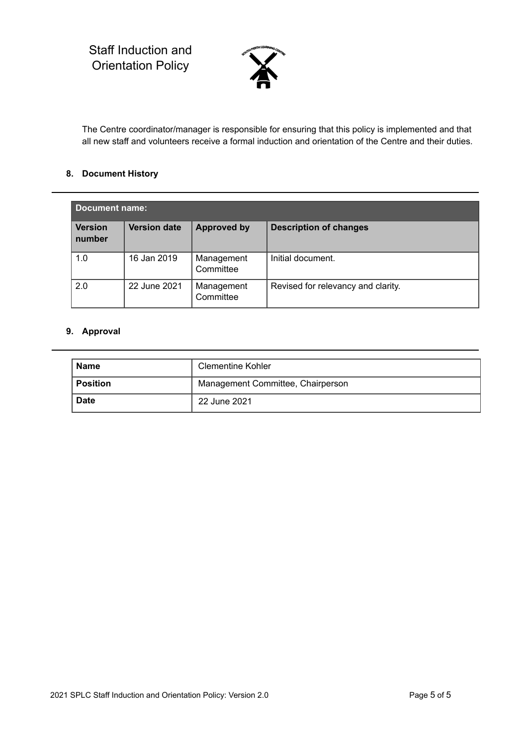The Centre coordinator/manager is responsible for ensuring that this policy is implemented and that all new staff and volunteers receive a formal induction and orientation of the Centre and their duties.

### 8. Document History

| Document name: | | | |
|---|---|---|---|
| **Version number** | **Version date** | **Approved by** | **Description of changes** |
| 1.0 | 16 Jan 2019 | Management Committee | Initial document. |
| 2.0 | 22 June 2021 | Management Committee | Revised for relevancy and clarity. |

### 9. Approval

| | |
|---|---|
| **Name** | Clementine Kohler |
| **Position** | Management Committee, Chairperson |
| **Date** | 22 June 2021 |